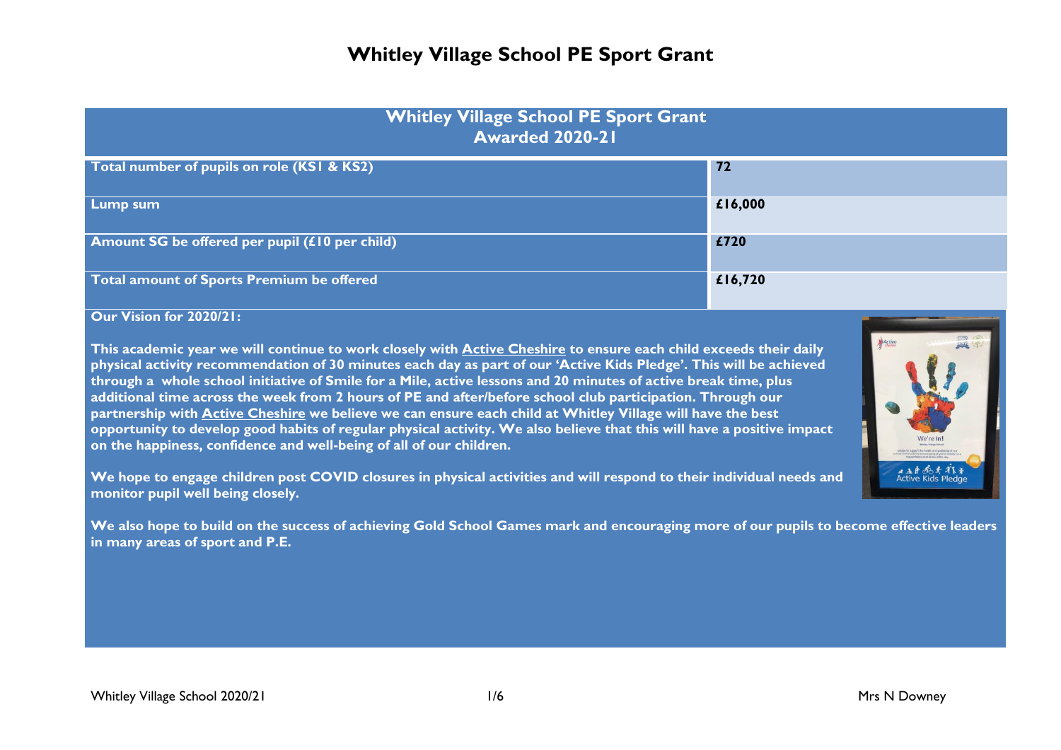# Whitley Village School PE Sport Grant

| Whitley Village School PE Sport Grant Awarded 2020-21 | |
|---|---|
| **Total number of pupils on role (KS1 & KS2)** | **72** |
| **Lump sum** | **£16,000** |
| **Amount SG be offered per pupil (£10 per child)** | **£720** |
| **Total amount of Sports Premium be offered** | **£16,720** |

**Our Vision for 2020/21:**

**This academic year we will continue to work closely with Active Cheshire to ensure each child exceeds their daily physical activity recommendation of 30 minutes each day as part of our 'Active Kids Pledge'. This will be achieved through a whole school initiative of Smile for a Mile, active lessons and 20 minutes of active break time, plus additional time across the week from 2 hours of PE and after/before school club participation. Through our partnership with Active Cheshire we believe we can ensure each child at Whitley Village will have the best opportunity to develop good habits of regular physical activity. We also believe that this will have a positive impact on the happiness, confidence and well-being of all of our children.**

**We hope to engage children post COVID closures in physical activities and will respond to their individual needs and monitor pupil well being closely.**

**We also hope to build on the success of achieving Gold School Games mark and encouraging more of our pupils to become effective leaders in many areas of sport and P.E.**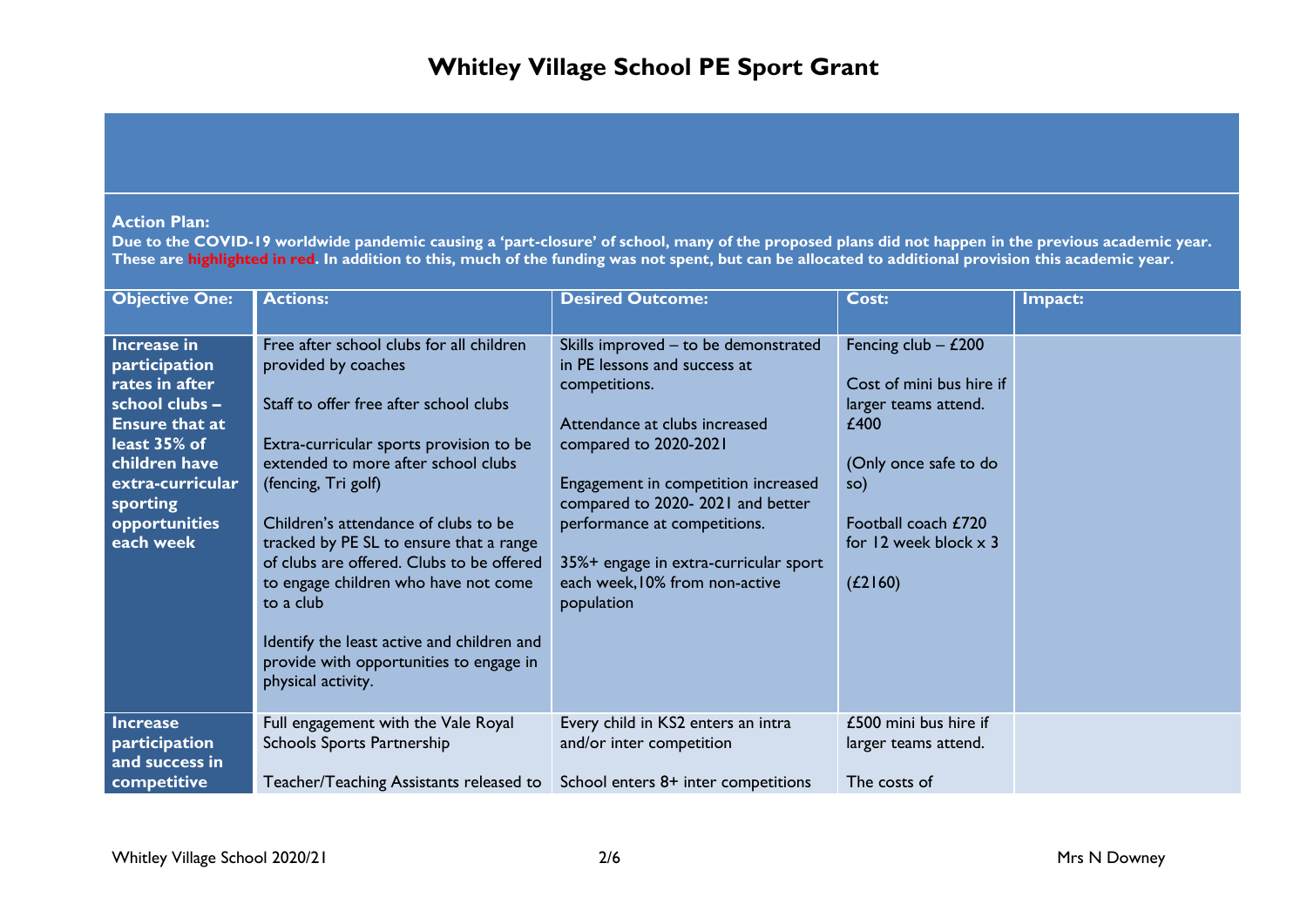# Whitley Village School PE Sport Grant

**Action Plan:**

**Due to the COVID-19 worldwide pandemic causing a 'part-closure' of school, many of the proposed plans did not happen in the previous academic year. These are highlighted in red. In addition to this, much of the funding was not spent, but can be allocated to additional provision this academic year.**

| Objective One: | Actions: | Desired Outcome: | Cost: | Impact: |
|---|---|---|---|---|
| **Increase in participation rates in after school clubs – Ensure that at least 35% of children have extra-curricular sporting opportunities each week** | Free after school clubs for all children provided by coaches<br><br>Staff to offer free after school clubs<br><br>Extra-curricular sports provision to be extended to more after school clubs (fencing, Tri golf)<br><br>Children's attendance of clubs to be tracked by PE SL to ensure that a range of clubs are offered. Clubs to be offered to engage children who have not come to a club<br><br>Identify the least active and children and provide with opportunities to engage in physical activity. | Skills improved – to be demonstrated in PE lessons and success at competitions.<br><br>Attendance at clubs increased compared to 2020-2021<br><br>Engagement in competition increased compared to 2020- 2021 and better performance at competitions.<br><br>35%+ engage in extra-curricular sport each week,10% from non-active population | Fencing club – £200<br><br>Cost of mini bus hire if larger teams attend. £400<br><br>(Only once safe to do so)<br><br>Football coach £720 for 12 week block x 3<br><br>(£2160) | |
| **Increase participation and success in competitive** | Full engagement with the Vale Royal Schools Sports Partnership<br><br>Teacher/Teaching Assistants released to | Every child in KS2 enters an intra and/or inter competition<br><br>School enters 8+ inter competitions | £500 mini bus hire if larger teams attend.<br><br>The costs of | |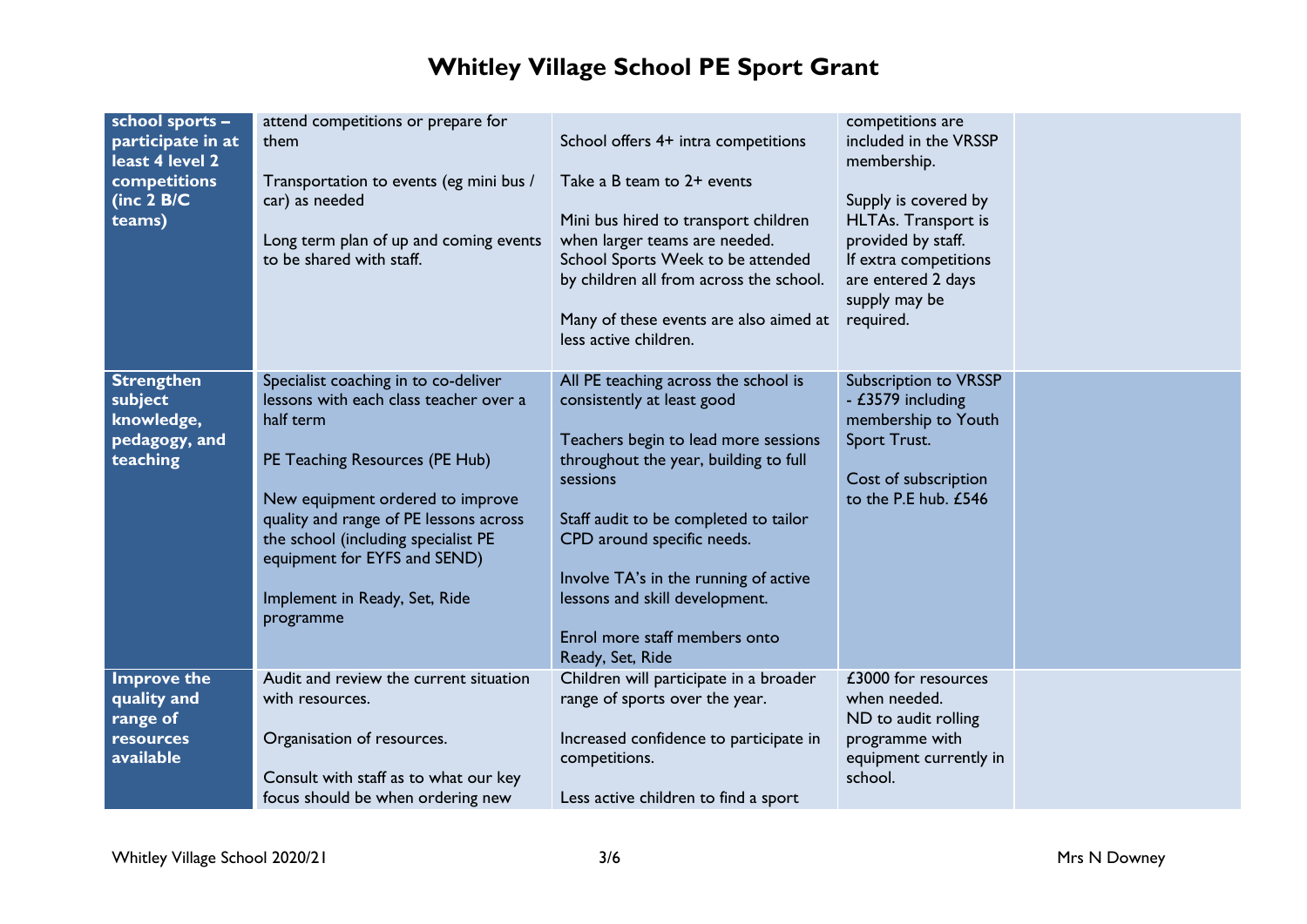# Whitley Village School PE Sport Grant

| | | | | |
|---|---|---|---|---|
| **school sports – participate in at least 4 level 2 competitions (inc 2 B/C teams)** | attend competitions or prepare for them<br><br>Transportation to events (eg mini bus / car) as needed<br><br>Long term plan of up and coming events to be shared with staff. | School offers 4+ intra competitions<br><br>Take a B team to 2+ events<br><br>Mini bus hired to transport children when larger teams are needed.<br>School Sports Week to be attended by children all from across the school.<br><br>Many of these events are also aimed at less active children. | competitions are included in the VRSSP membership.<br><br>Supply is covered by HLTAs. Transport is provided by staff.<br>If extra competitions are entered 2 days supply may be required. | |
| **Strengthen subject knowledge, pedagogy, and teaching** | Specialist coaching in to co-deliver lessons with each class teacher over a half term<br><br>PE Teaching Resources (PE Hub)<br><br>New equipment ordered to improve quality and range of PE lessons across the school (including specialist PE equipment for EYFS and SEND)<br><br>Implement in Ready, Set, Ride programme | All PE teaching across the school is consistently at least good<br><br>Teachers begin to lead more sessions throughout the year, building to full sessions<br><br>Staff audit to be completed to tailor CPD around specific needs.<br><br>Involve TA's in the running of active lessons and skill development.<br><br>Enrol more staff members onto Ready, Set, Ride | Subscription to VRSSP - £3579 including membership to Youth Sport Trust.<br><br>Cost of subscription to the P.E hub. £546 | |
| **Improve the quality and range of resources available** | Audit and review the current situation with resources.<br><br>Organisation of resources.<br><br>Consult with staff as to what our key focus should be when ordering new | Children will participate in a broader range of sports over the year.<br><br>Increased confidence to participate in competitions.<br><br>Less active children to find a sport | £3000 for resources when needed.<br>ND to audit rolling programme with equipment currently in school. | |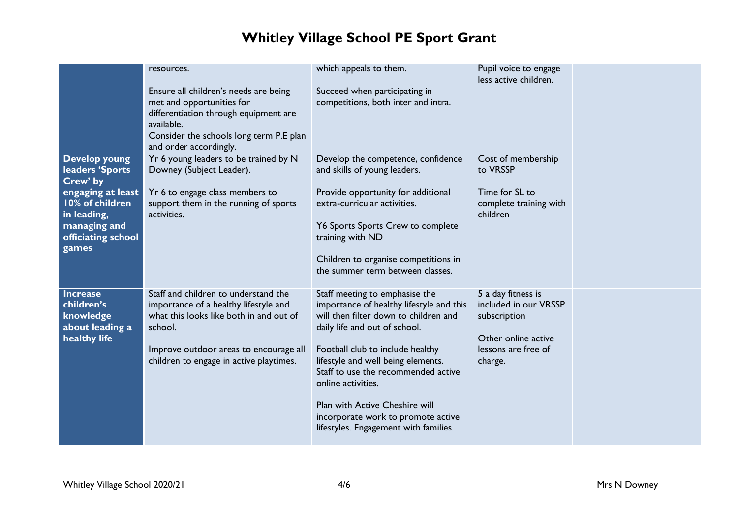# Whitley Village School PE Sport Grant

| | | | | |
|---|---|---|---|---|
| | resources.<br><br>Ensure all children's needs are being met and opportunities for differentiation through equipment are available.<br>Consider the schools long term P.E plan and order accordingly. | which appeals to them.<br><br>Succeed when participating in competitions, both inter and intra. | Pupil voice to engage less active children. | |
| **Develop young leaders 'Sports Crew' by engaging at least 10% of children in leading, managing and officiating school games** | Yr 6 young leaders to be trained by N Downey (Subject Leader).<br><br>Yr 6 to engage class members to support them in the running of sports activities. | Develop the competence, confidence and skills of young leaders.<br><br>Provide opportunity for additional extra-curricular activities.<br><br>Y6 Sports Sports Crew to complete training with ND<br><br>Children to organise competitions in the summer term between classes. | Cost of membership to VRSSP<br><br>Time for SL to complete training with children | |
| **Increase children's knowledge about leading a healthy life** | Staff and children to understand the importance of a healthy lifestyle and what this looks like both in and out of school.<br><br>Improve outdoor areas to encourage all children to engage in active playtimes. | Staff meeting to emphasise the importance of healthy lifestyle and this will then filter down to children and daily life and out of school.<br><br>Football club to include healthy lifestyle and well being elements.<br>Staff to use the recommended active online activities.<br><br>Plan with Active Cheshire will incorporate work to promote active lifestyles. Engagement with families. | 5 a day fitness is included in our VRSSP subscription<br><br>Other online active lessons are free of charge. | |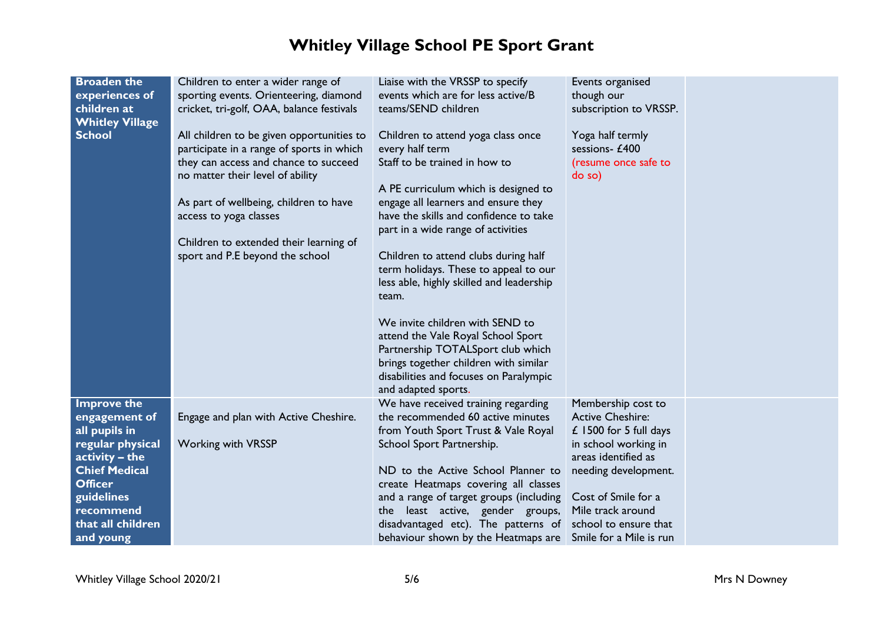# Whitley Village School PE Sport Grant

| | | | | |
|---|---|---|---|---|
| **Broaden the experiences of children at Whitley Village School** | Children to enter a wider range of sporting events. Orienteering, diamond cricket, tri-golf, OAA, balance festivals<br><br>All children to be given opportunities to participate in a range of sports in which they can access and chance to succeed no matter their level of ability<br><br>As part of wellbeing, children to have access to yoga classes<br><br>Children to extended their learning of sport and P.E beyond the school | Liaise with the VRSSP to specify events which are for less active/B teams/SEND children<br><br>Children to attend yoga class once every half term<br>Staff to be trained in how to<br><br>A PE curriculum which is designed to engage all learners and ensure they have the skills and confidence to take part in a wide range of activities<br><br>Children to attend clubs during half term holidays. These to appeal to our less able, highly skilled and leadership team.<br><br>We invite children with SEND to attend the Vale Royal School Sport Partnership TOTALSport club which brings together children with similar disabilities and focuses on Paralympic and adapted sports. | Events organised though our subscription to VRSSP.<br><br>Yoga half termly sessions- £400 (resume once safe to do so) | |
| **Improve the engagement of all pupils in regular physical activity – the Chief Medical Officer guidelines recommend that all children and young** | Engage and plan with Active Cheshire.<br><br>Working with VRSSP | We have received training regarding the recommended 60 active minutes from Youth Sport Trust & Vale Royal School Sport Partnership.<br><br>ND to the Active School Planner to create Heatmaps covering all classes and a range of target groups (including the least active, gender groups, disadvantaged etc). The patterns of behaviour shown by the Heatmaps are | Membership cost to Active Cheshire: £ 1500 for 5 full days in school working in areas identified as needing development.<br><br>Cost of Smile for a Mile track around school to ensure that Smile for a Mile is run | |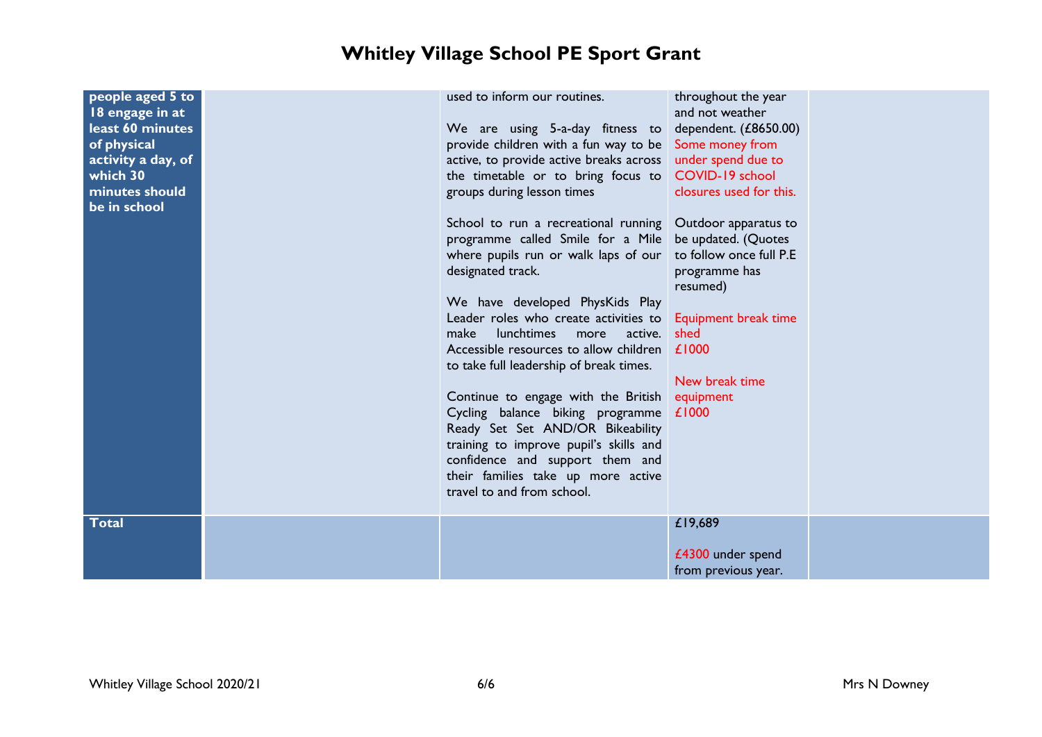# Whitley Village School PE Sport Grant

| | | | | |
|---|---|---|---|---|
| **people aged 5 to 18 engage in at least 60 minutes of physical activity a day, of which 30 minutes should be in school** | | used to inform our routines.<br><br>We are using 5-a-day fitness to provide children with a fun way to be active, to provide active breaks across the timetable or to bring focus to groups during lesson times<br><br>School to run a recreational running programme called Smile for a Mile where pupils run or walk laps of our designated track.<br><br>We have developed PhysKids Play Leader roles who create activities to make lunchtimes more active. Accessible resources to allow children to take full leadership of break times.<br><br>Continue to engage with the British Cycling balance biking programme Ready Set Set AND/OR Bikeability training to improve pupil's skills and confidence and support them and their families take up more active travel to and from school. | throughout the year and not weather dependent. (£8650.00) Some money from under spend due to COVID-19 school closures used for this.<br><br>Outdoor apparatus to be updated. (Quotes to follow once full P.E programme has resumed)<br><br>Equipment break time shed £1000<br><br>New break time equipment £1000 | |
| **Total** | | | £19,689<br><br>£4300 under spend from previous year. | |